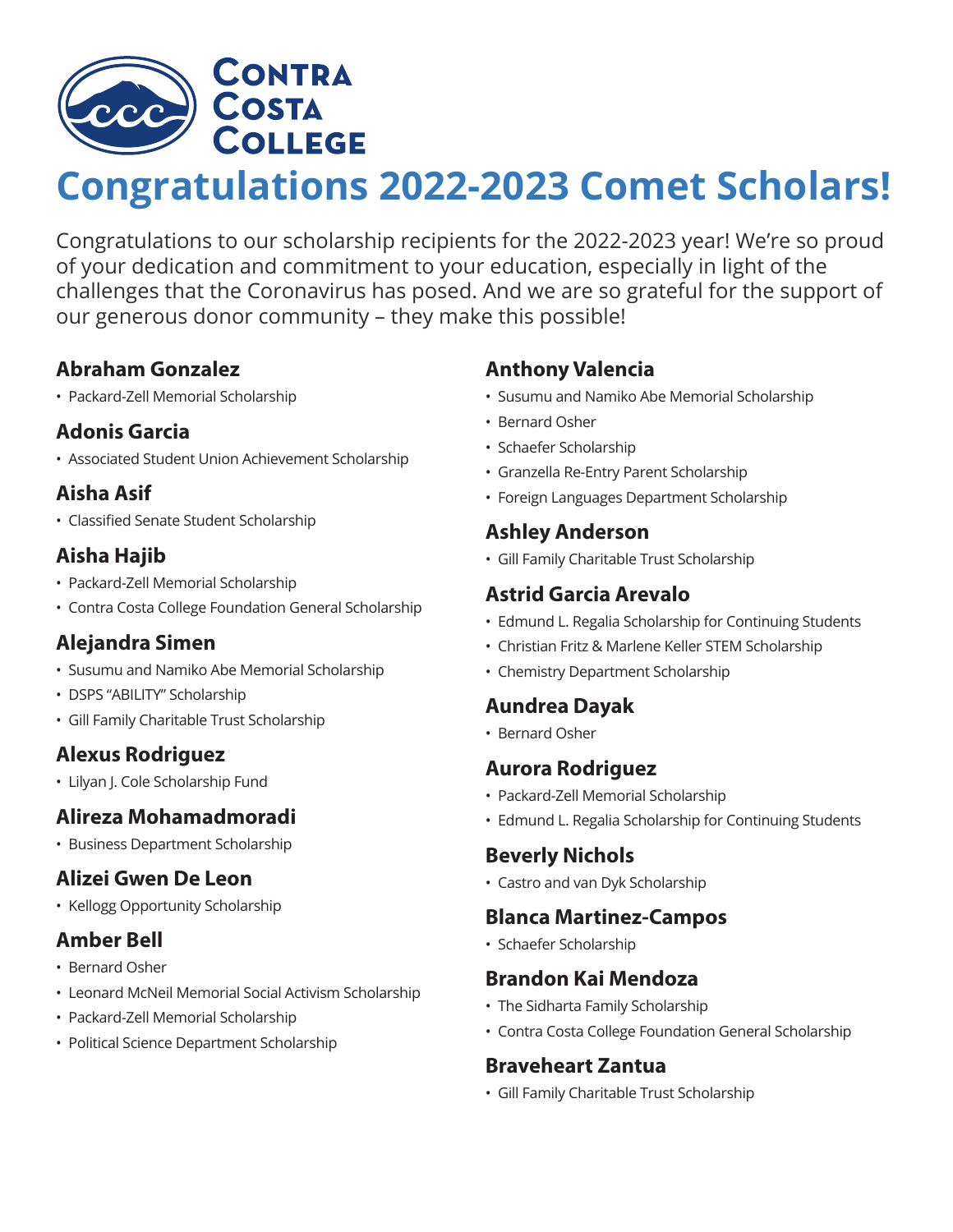Contra Costa College

# Congratulations 2022-2023 Comet Scholars!

Congratulations to our scholarship recipients for the 2022-2023 year! We're so proud of your dedication and commitment to your education, especially in light of the challenges that the Coronavirus has posed. And we are so grateful for the support of our generous donor community – they make this possible!

### Abraham Gonzalez

- Packard-Zell Memorial Scholarship

### Adonis Garcia

- Associated Student Union Achievement Scholarship

### Aisha Asif

- Classified Senate Student Scholarship

### Aisha Hajib

- Packard-Zell Memorial Scholarship
- Contra Costa College Foundation General Scholarship

### Alejandra Simen

- Susumu and Namiko Abe Memorial Scholarship
- DSPS "ABILITY" Scholarship
- Gill Family Charitable Trust Scholarship

### Alexus Rodriguez

- Lilyan J. Cole Scholarship Fund

### Alireza Mohamadmoradi

- Business Department Scholarship

### Alizei Gwen De Leon

- Kellogg Opportunity Scholarship

### Amber Bell

- Bernard Osher
- Leonard McNeil Memorial Social Activism Scholarship
- Packard-Zell Memorial Scholarship
- Political Science Department Scholarship

### Anthony Valencia

- Susumu and Namiko Abe Memorial Scholarship
- Bernard Osher
- Schaefer Scholarship
- Granzella Re-Entry Parent Scholarship
- Foreign Languages Department Scholarship

### Ashley Anderson

- Gill Family Charitable Trust Scholarship

### Astrid Garcia Arevalo

- Edmund L. Regalia Scholarship for Continuing Students
- Christian Fritz & Marlene Keller STEM Scholarship
- Chemistry Department Scholarship

### Aundrea Dayak

- Bernard Osher

### Aurora Rodriguez

- Packard-Zell Memorial Scholarship
- Edmund L. Regalia Scholarship for Continuing Students

### Beverly Nichols

- Castro and van Dyk Scholarship

### Blanca Martinez-Campos

- Schaefer Scholarship

### Brandon Kai Mendoza

- The Sidharta Family Scholarship
- Contra Costa College Foundation General Scholarship

### Braveheart Zantua

- Gill Family Charitable Trust Scholarship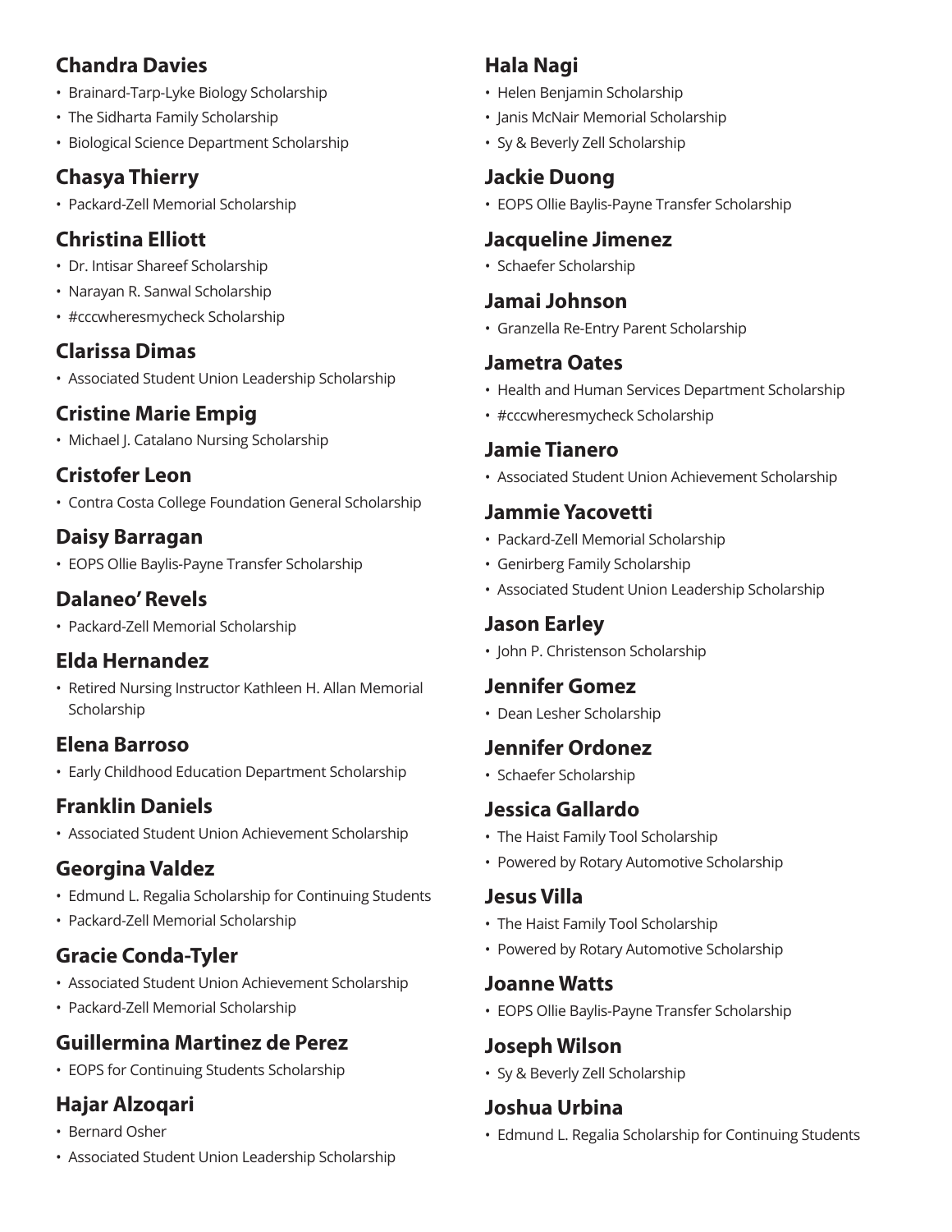### Chandra Davies

- Brainard-Tarp-Lyke Biology Scholarship
- The Sidharta Family Scholarship
- Biological Science Department Scholarship

### Chasya Thierry

- Packard-Zell Memorial Scholarship

### Christina Elliott

- Dr. Intisar Shareef Scholarship
- Narayan R. Sanwal Scholarship
- #cccwheresmycheck Scholarship

### Clarissa Dimas

- Associated Student Union Leadership Scholarship

### Cristine Marie Empig

- Michael J. Catalano Nursing Scholarship

### Cristofer Leon

- Contra Costa College Foundation General Scholarship

### Daisy Barragan

- EOPS Ollie Baylis-Payne Transfer Scholarship

### Dalaneo' Revels

- Packard-Zell Memorial Scholarship

### Elda Hernandez

- Retired Nursing Instructor Kathleen H. Allan Memorial Scholarship

### Elena Barroso

- Early Childhood Education Department Scholarship

### Franklin Daniels

- Associated Student Union Achievement Scholarship

### Georgina Valdez

- Edmund L. Regalia Scholarship for Continuing Students
- Packard-Zell Memorial Scholarship

### Gracie Conda-Tyler

- Associated Student Union Achievement Scholarship
- Packard-Zell Memorial Scholarship

### Guillermina Martinez de Perez

- EOPS for Continuing Students Scholarship

### Hajar Alzoqari

- Bernard Osher
- Associated Student Union Leadership Scholarship

### Hala Nagi

- Helen Benjamin Scholarship
- Janis McNair Memorial Scholarship
- Sy & Beverly Zell Scholarship

### Jackie Duong

- EOPS Ollie Baylis-Payne Transfer Scholarship

### Jacqueline Jimenez

- Schaefer Scholarship

### Jamai Johnson

- Granzella Re-Entry Parent Scholarship

### Jametra Oates

- Health and Human Services Department Scholarship
- #cccwheresmycheck Scholarship

### Jamie Tianero

- Associated Student Union Achievement Scholarship

### Jammie Yacovetti

- Packard-Zell Memorial Scholarship
- Genirberg Family Scholarship
- Associated Student Union Leadership Scholarship

### Jason Earley

- John P. Christenson Scholarship

### Jennifer Gomez

- Dean Lesher Scholarship

### Jennifer Ordonez

- Schaefer Scholarship

### Jessica Gallardo

- The Haist Family Tool Scholarship
- Powered by Rotary Automotive Scholarship

### Jesus Villa

- The Haist Family Tool Scholarship
- Powered by Rotary Automotive Scholarship

### Joanne Watts

- EOPS Ollie Baylis-Payne Transfer Scholarship

### Joseph Wilson

- Sy & Beverly Zell Scholarship

### Joshua Urbina

- Edmund L. Regalia Scholarship for Continuing Students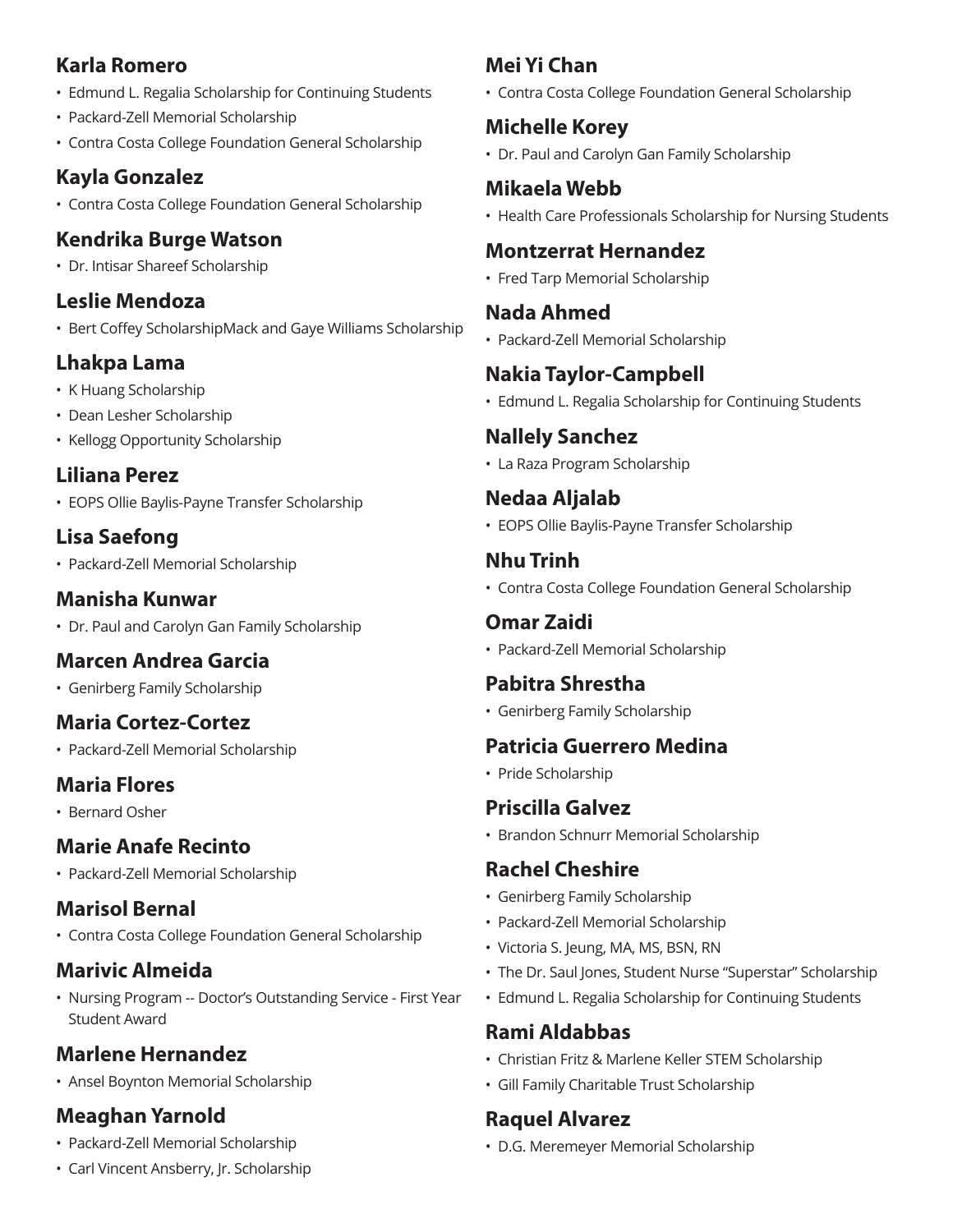### Karla Romero

- Edmund L. Regalia Scholarship for Continuing Students
- Packard-Zell Memorial Scholarship
- Contra Costa College Foundation General Scholarship

### Kayla Gonzalez

- Contra Costa College Foundation General Scholarship

### Kendrika Burge Watson

- Dr. Intisar Shareef Scholarship

### Leslie Mendoza

- Bert Coffey ScholarshipMack and Gaye Williams Scholarship

### Lhakpa Lama

- K Huang Scholarship
- Dean Lesher Scholarship
- Kellogg Opportunity Scholarship

### Liliana Perez

- EOPS Ollie Baylis-Payne Transfer Scholarship

### Lisa Saefong

- Packard-Zell Memorial Scholarship

### Manisha Kunwar

- Dr. Paul and Carolyn Gan Family Scholarship

### Marcen Andrea Garcia

- Genirberg Family Scholarship

### Maria Cortez-Cortez

- Packard-Zell Memorial Scholarship

### Maria Flores

- Bernard Osher

### Marie Anafe Recinto

- Packard-Zell Memorial Scholarship

### Marisol Bernal

- Contra Costa College Foundation General Scholarship

### Marivic Almeida

- Nursing Program -- Doctor's Outstanding Service - First Year Student Award

### Marlene Hernandez

- Ansel Boynton Memorial Scholarship

### Meaghan Yarnold

- Packard-Zell Memorial Scholarship
- Carl Vincent Ansberry, Jr. Scholarship

### Mei Yi Chan

- Contra Costa College Foundation General Scholarship

### Michelle Korey

- Dr. Paul and Carolyn Gan Family Scholarship

### Mikaela Webb

- Health Care Professionals Scholarship for Nursing Students

### Montzerrat Hernandez

- Fred Tarp Memorial Scholarship

### Nada Ahmed

- Packard-Zell Memorial Scholarship

### Nakia Taylor-Campbell

- Edmund L. Regalia Scholarship for Continuing Students

### Nallely Sanchez

- La Raza Program Scholarship

### Nedaa Aljalab

- EOPS Ollie Baylis-Payne Transfer Scholarship

### Nhu Trinh

- Contra Costa College Foundation General Scholarship

### Omar Zaidi

- Packard-Zell Memorial Scholarship

### Pabitra Shrestha

- Genirberg Family Scholarship

### Patricia Guerrero Medina

- Pride Scholarship

### Priscilla Galvez

- Brandon Schnurr Memorial Scholarship

### Rachel Cheshire

- Genirberg Family Scholarship
- Packard-Zell Memorial Scholarship
- Victoria S. Jeung, MA, MS, BSN, RN
- The Dr. Saul Jones, Student Nurse "Superstar" Scholarship
- Edmund L. Regalia Scholarship for Continuing Students

### Rami Aldabbas

- Christian Fritz & Marlene Keller STEM Scholarship
- Gill Family Charitable Trust Scholarship

### Raquel Alvarez

- D.G. Meremeyer Memorial Scholarship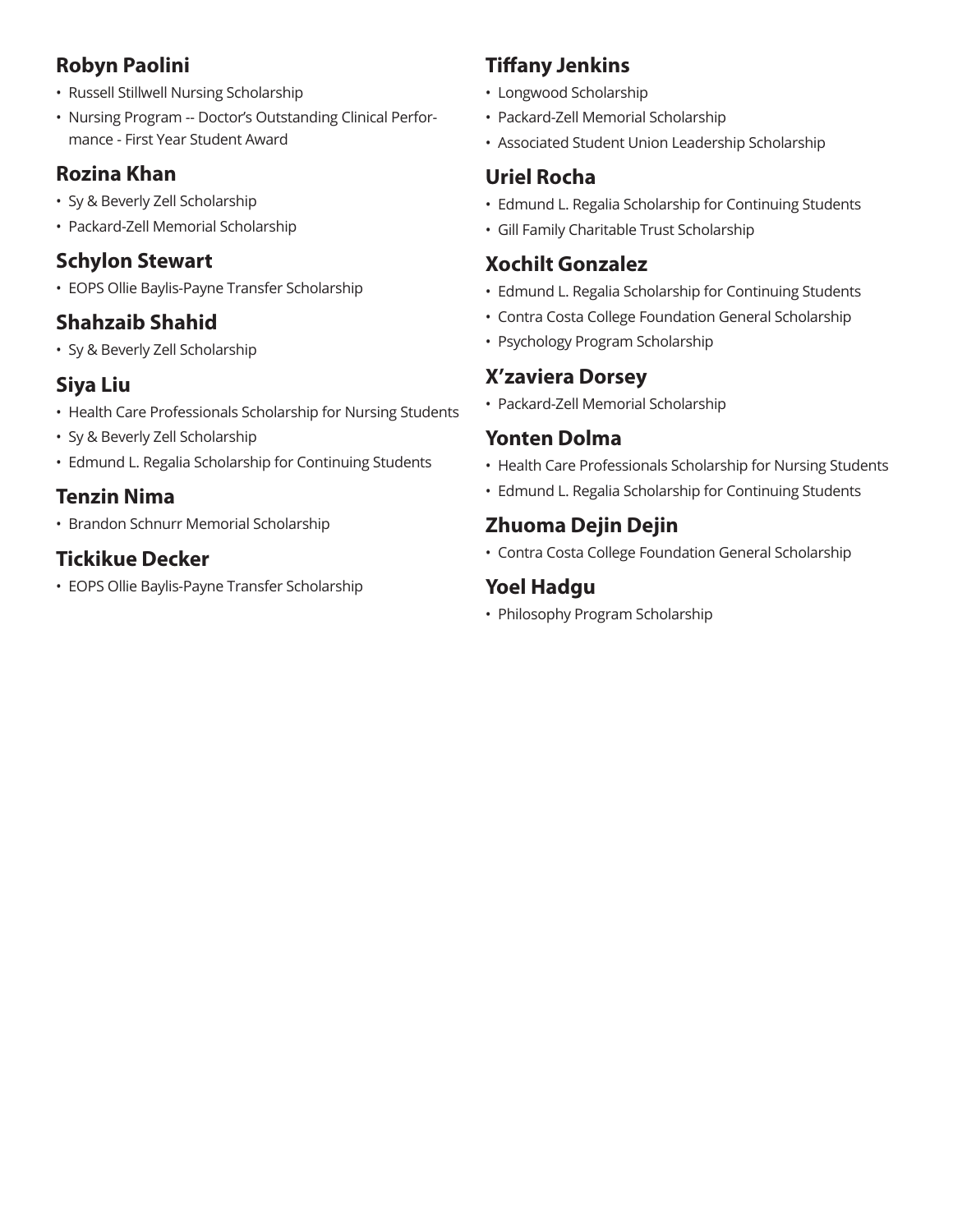## Robyn Paolini

- Russell Stillwell Nursing Scholarship
- Nursing Program -- Doctor's Outstanding Clinical Performance - First Year Student Award

## Rozina Khan

- Sy & Beverly Zell Scholarship
- Packard-Zell Memorial Scholarship

## Schylon Stewart

- EOPS Ollie Baylis-Payne Transfer Scholarship

## Shahzaib Shahid

- Sy & Beverly Zell Scholarship

## Siya Liu

- Health Care Professionals Scholarship for Nursing Students
- Sy & Beverly Zell Scholarship
- Edmund L. Regalia Scholarship for Continuing Students

## Tenzin Nima

- Brandon Schnurr Memorial Scholarship

## Tickikue Decker

- EOPS Ollie Baylis-Payne Transfer Scholarship

## Tiffany Jenkins

- Longwood Scholarship
- Packard-Zell Memorial Scholarship
- Associated Student Union Leadership Scholarship

## Uriel Rocha

- Edmund L. Regalia Scholarship for Continuing Students
- Gill Family Charitable Trust Scholarship

## Xochilt Gonzalez

- Edmund L. Regalia Scholarship for Continuing Students
- Contra Costa College Foundation General Scholarship
- Psychology Program Scholarship

## X'zaviera Dorsey

- Packard-Zell Memorial Scholarship

## Yonten Dolma

- Health Care Professionals Scholarship for Nursing Students
- Edmund L. Regalia Scholarship for Continuing Students

## Zhuoma Dejin Dejin

- Contra Costa College Foundation General Scholarship

## Yoel Hadgu

- Philosophy Program Scholarship